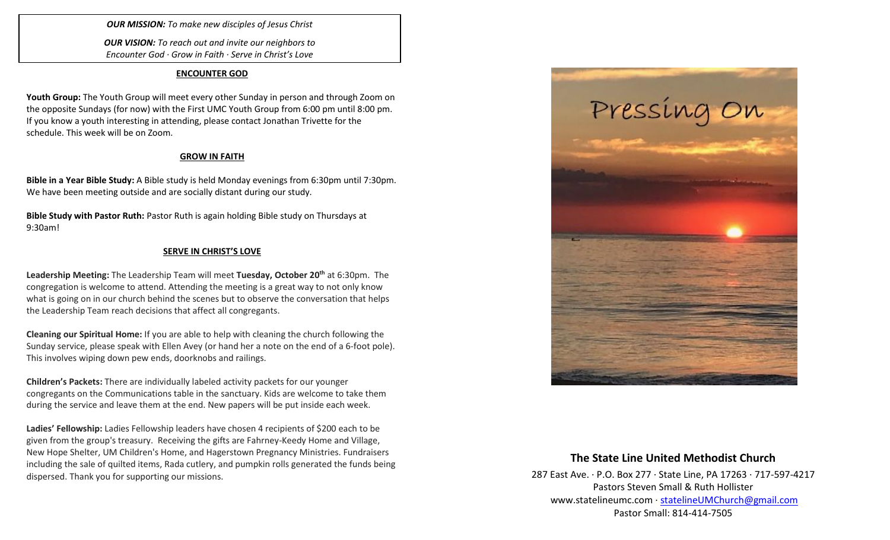***OUR MISSION:*** *To make new disciples of Jesus Christ*

***OUR VISION:*** *To reach out and invite our neighbors to Encounter God · Grow in Faith · Serve in Christ's Love*

## ENCOUNTER GOD

**Youth Group:** The Youth Group will meet every other Sunday in person and through Zoom on the opposite Sundays (for now) with the First UMC Youth Group from 6:00 pm until 8:00 pm. If you know a youth interesting in attending, please contact Jonathan Trivette for the schedule. This week will be on Zoom.

## GROW IN FAITH

**Bible in a Year Bible Study:** A Bible study is held Monday evenings from 6:30pm until 7:30pm. We have been meeting outside and are socially distant during our study.

**Bible Study with Pastor Ruth:** Pastor Ruth is again holding Bible study on Thursdays at 9:30am!

## SERVE IN CHRIST'S LOVE

**Leadership Meeting:** The Leadership Team will meet **Tuesday, October 20th** at 6:30pm. The congregation is welcome to attend. Attending the meeting is a great way to not only know what is going on in our church behind the scenes but to observe the conversation that helps the Leadership Team reach decisions that affect all congregants.

**Cleaning our Spiritual Home:** If you are able to help with cleaning the church following the Sunday service, please speak with Ellen Avey (or hand her a note on the end of a 6-foot pole). This involves wiping down pew ends, doorknobs and railings.

**Children's Packets:** There are individually labeled activity packets for our younger congregants on the Communications table in the sanctuary. Kids are welcome to take them during the service and leave them at the end. New papers will be put inside each week.

**Ladies' Fellowship:** Ladies Fellowship leaders have chosen 4 recipients of $200 each to be given from the group's treasury. Receiving the gifts are Fahrney-Keedy Home and Village, New Hope Shelter, UM Children's Home, and Hagerstown Pregnancy Ministries. Fundraisers including the sale of quilted items, Rada cutlery, and pumpkin rolls generated the funds being dispersed. Thank you for supporting our missions.

Pressing On

## The State Line United Methodist Church

287 East Ave. · P.O. Box 277 · State Line, PA 17263 · 717-597-4217
Pastors Steven Small & Ruth Hollister
www.statelineumc.com · statelineUMChurch@gmail.com
Pastor Small: 814-414-7505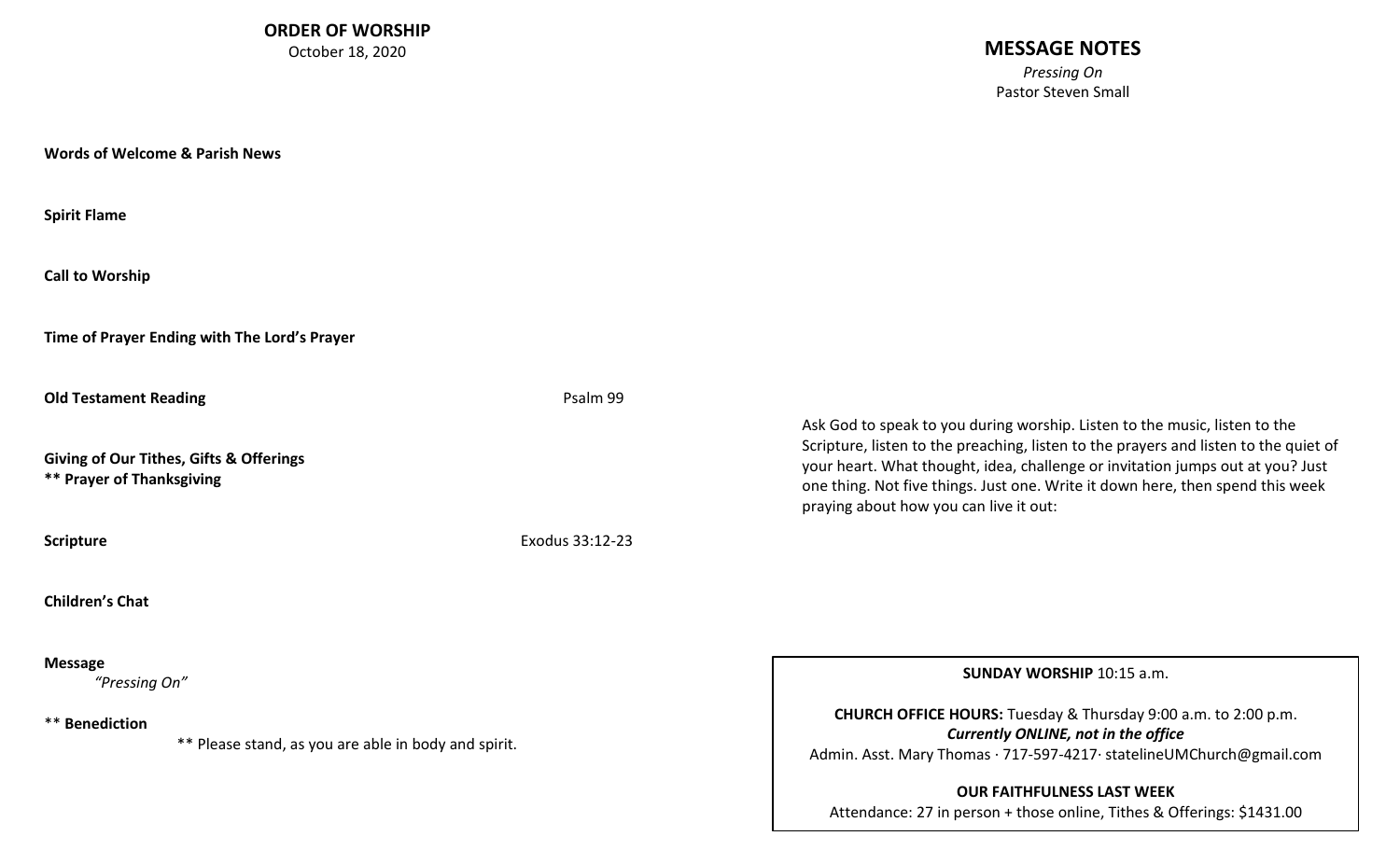## ORDER OF WORSHIP

October 18, 2020

**Words of Welcome & Parish News**

**Spirit Flame**

**Call to Worship**

**Time of Prayer Ending with The Lord's Prayer**

**Old Testament Reading** Psalm 99

**Giving of Our Tithes, Gifts & Offerings**
**\*\* Prayer of Thanksgiving**

**Scripture** Exodus 33:12-23

**Children's Chat**

**Message**
*"Pressing On"*

\*\* **Benediction**

\*\* Please stand, as you are able in body and spirit.

## MESSAGE NOTES

*Pressing On*
Pastor Steven Small

Ask God to speak to you during worship. Listen to the music, listen to the Scripture, listen to the preaching, listen to the prayers and listen to the quiet of your heart. What thought, idea, challenge or invitation jumps out at you? Just one thing. Not five things. Just one. Write it down here, then spend this week praying about how you can live it out:

**SUNDAY WORSHIP** 10:15 a.m.

**CHURCH OFFICE HOURS:** Tuesday & Thursday 9:00 a.m. to 2:00 p.m.
***Currently ONLINE, not in the office***
Admin. Asst. Mary Thomas · 717-597-4217· statelineUMChurch@gmail.com

**OUR FAITHFULNESS LAST WEEK**
Attendance: 27 in person + those online, Tithes & Offerings: $1431.00